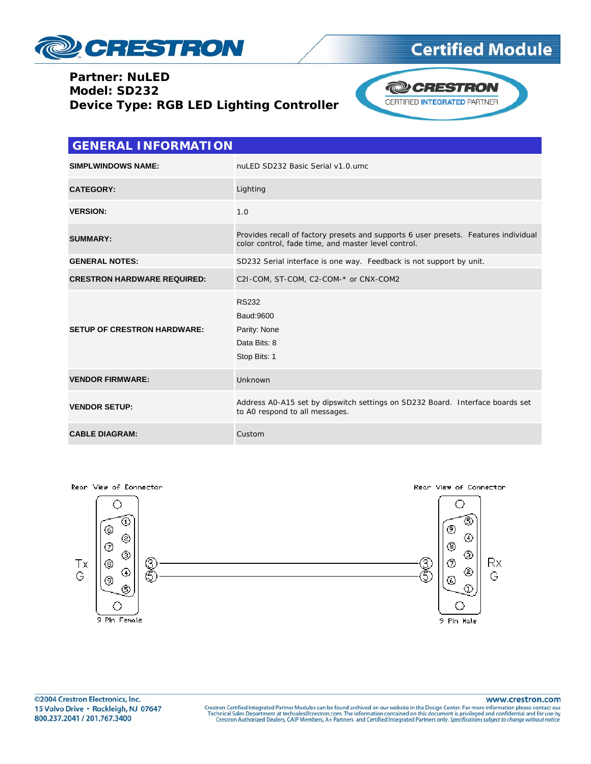**Partner: NuLED**
**Model: SD232**
**Device Type: RGB LED Lighting Controller**

## GENERAL INFORMATION

| | |
|---|---|
| **SIMPLWINDOWS NAME:** | nuLED SD232 Basic Serial v1.0.umc |
| **CATEGORY:** | Lighting |
| **VERSION:** | 1.0 |
| **SUMMARY:** | Provides recall of factory presets and supports 6 user presets. Features individual color control, fade time, and master level control. |
| **GENERAL NOTES:** | SD232 Serial interface is one way. Feedback is not support by unit. |
| **CRESTRON HARDWARE REQUIRED:** | C2I-COM, ST-COM, C2-COM-* or CNX-COM2 |
| **SETUP OF CRESTRON HARDWARE:** | RS232<br>Baud:9600<br>Parity: None<br>Data Bits: 8<br>Stop Bits: 1 |
| **VENDOR FIRMWARE:** | Unknown |
| **VENDOR SETUP:** | Address A0-A15 set by dipswitch settings on SD232 Board. Interface boards set to A0 respond to all messages. |
| **CABLE DIAGRAM:** | Custom |

Rear View of Connector — 9 Pin Female: Tx (3), G (5)

Rear View of Connector — 9 Pin Male: Rx (3), G (5)

| 9 Pin Female | | 9 Pin Male |
|---|---|---|
| Tx 3 | → | 3 Rx |
| G 5 | → | 5 G |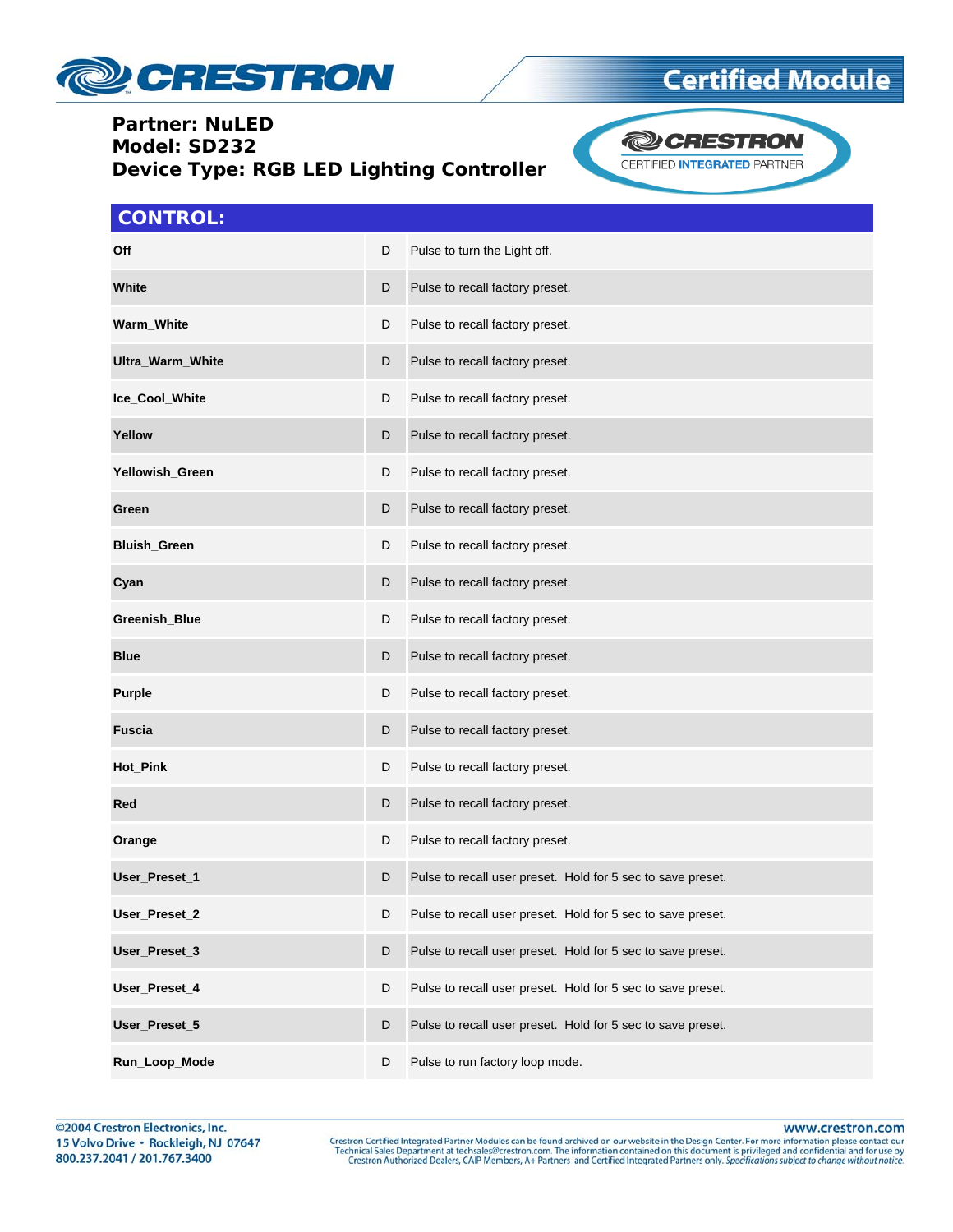**Partner: NuLED**
**Model: SD232**
**Device Type: RGB LED Lighting Controller**

## CONTROL:

| | | |
|---|---|---|
| **Off** | D | Pulse to turn the Light off. |
| **White** | D | Pulse to recall factory preset. |
| **Warm_White** | D | Pulse to recall factory preset. |
| **Ultra_Warm_White** | D | Pulse to recall factory preset. |
| **Ice_Cool_White** | D | Pulse to recall factory preset. |
| **Yellow** | D | Pulse to recall factory preset. |
| **Yellowish_Green** | D | Pulse to recall factory preset. |
| **Green** | D | Pulse to recall factory preset. |
| **Bluish_Green** | D | Pulse to recall factory preset. |
| **Cyan** | D | Pulse to recall factory preset. |
| **Greenish_Blue** | D | Pulse to recall factory preset. |
| **Blue** | D | Pulse to recall factory preset. |
| **Purple** | D | Pulse to recall factory preset. |
| **Fuscia** | D | Pulse to recall factory preset. |
| **Hot_Pink** | D | Pulse to recall factory preset. |
| **Red** | D | Pulse to recall factory preset. |
| **Orange** | D | Pulse to recall factory preset. |
| **User_Preset_1** | D | Pulse to recall user preset. Hold for 5 sec to save preset. |
| **User_Preset_2** | D | Pulse to recall user preset. Hold for 5 sec to save preset. |
| **User_Preset_3** | D | Pulse to recall user preset. Hold for 5 sec to save preset. |
| **User_Preset_4** | D | Pulse to recall user preset. Hold for 5 sec to save preset. |
| **User_Preset_5** | D | Pulse to recall user preset. Hold for 5 sec to save preset. |
| **Run_Loop_Mode** | D | Pulse to run factory loop mode. |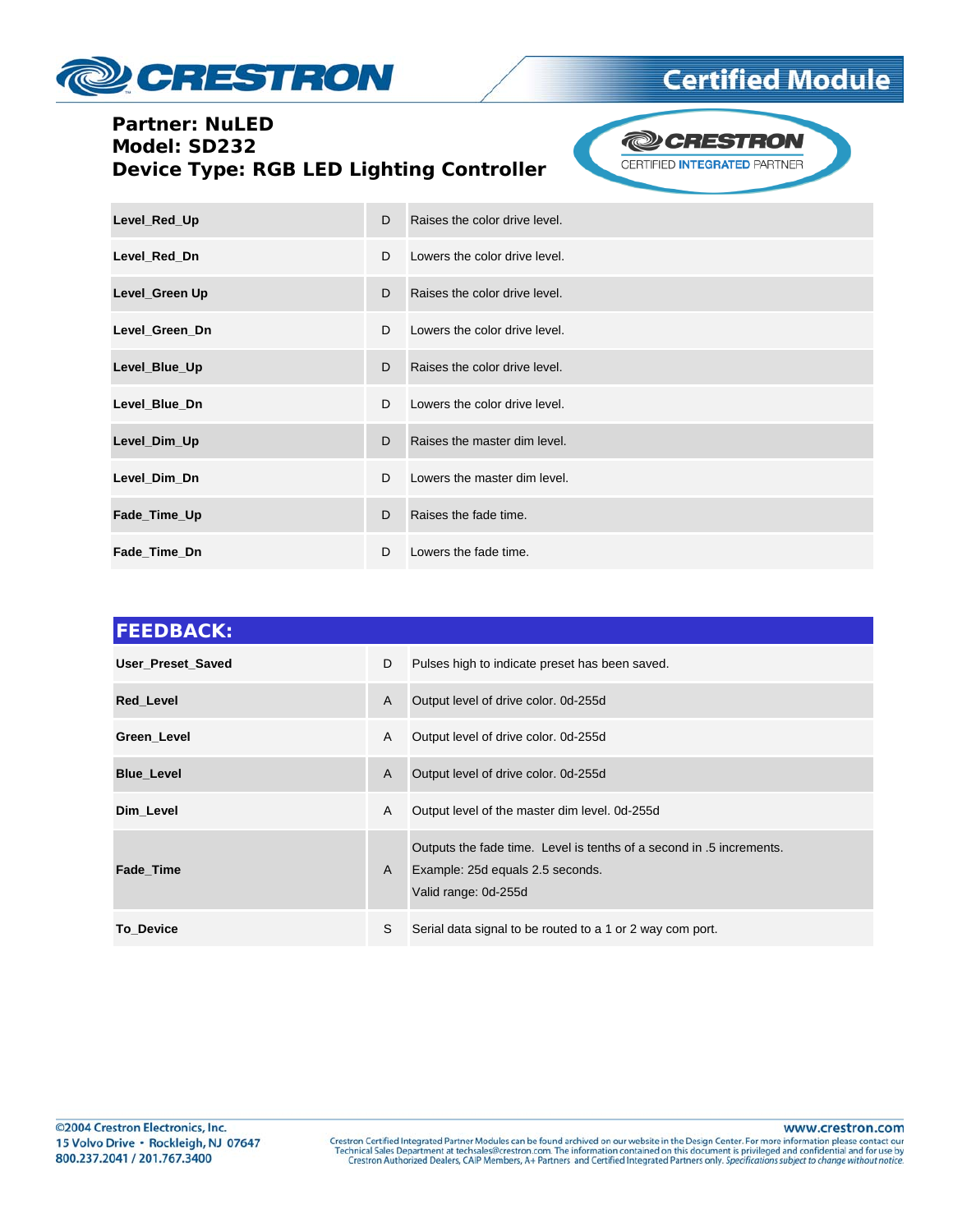**Partner: NuLED**
**Model: SD232**
**Device Type: RGB LED Lighting Controller**

| | | |
|---|---|---|
| **Level_Red_Up** | D | Raises the color drive level. |
| **Level_Red_Dn** | D | Lowers the color drive level. |
| **Level_Green Up** | D | Raises the color drive level. |
| **Level_Green_Dn** | D | Lowers the color drive level. |
| **Level_Blue_Up** | D | Raises the color drive level. |
| **Level_Blue_Dn** | D | Lowers the color drive level. |
| **Level_Dim_Up** | D | Raises the master dim level. |
| **Level_Dim_Dn** | D | Lowers the master dim level. |
| **Fade_Time_Up** | D | Raises the fade time. |
| **Fade_Time_Dn** | D | Lowers the fade time. |

## FEEDBACK:

| | | |
|---|---|---|
| **User_Preset_Saved** | D | Pulses high to indicate preset has been saved. |
| **Red_Level** | A | Output level of drive color. 0d-255d |
| **Green_Level** | A | Output level of drive color. 0d-255d |
| **Blue_Level** | A | Output level of drive color. 0d-255d |
| **Dim_Level** | A | Output level of the master dim level. 0d-255d |
| **Fade_Time** | A | Outputs the fade time. Level is tenths of a second in .5 increments.<br>Example: 25d equals 2.5 seconds.<br>Valid range: 0d-255d |
| **To_Device** | S | Serial data signal to be routed to a 1 or 2 way com port. |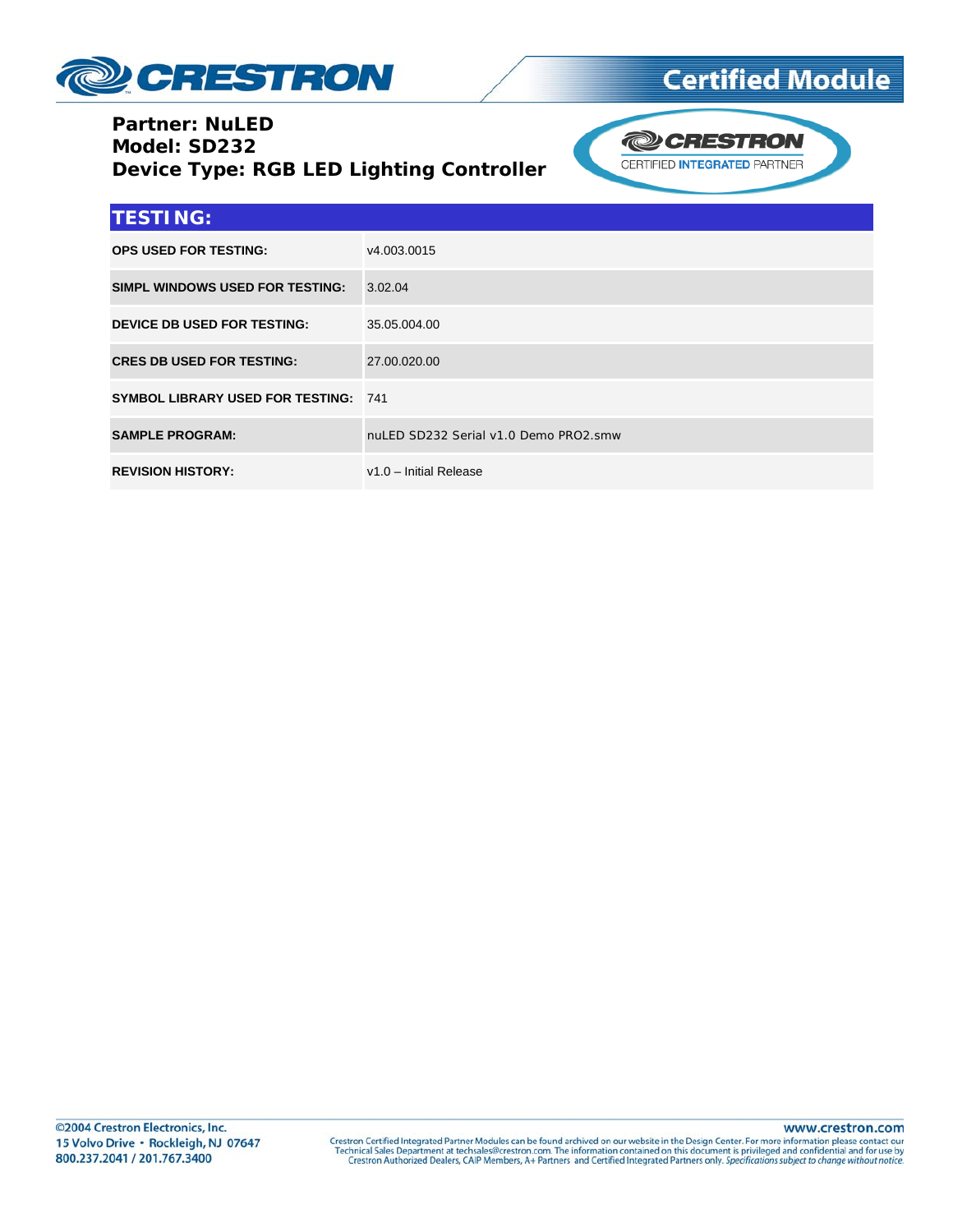**Partner: NuLED**
**Model: SD232**
**Device Type: RGB LED Lighting Controller**

## TESTING:

| | |
|---|---|
| **OPS USED FOR TESTING:** | v4.003.0015 |
| **SIMPL WINDOWS USED FOR TESTING:** | 3.02.04 |
| **DEVICE DB USED FOR TESTING:** | 35.05.004.00 |
| **CRES DB USED FOR TESTING:** | 27.00.020.00 |
| **SYMBOL LIBRARY USED FOR TESTING:** | 741 |
| **SAMPLE PROGRAM:** | nuLED SD232 Serial v1.0 Demo PRO2.smw |
| **REVISION HISTORY:** | v1.0 – Initial Release |